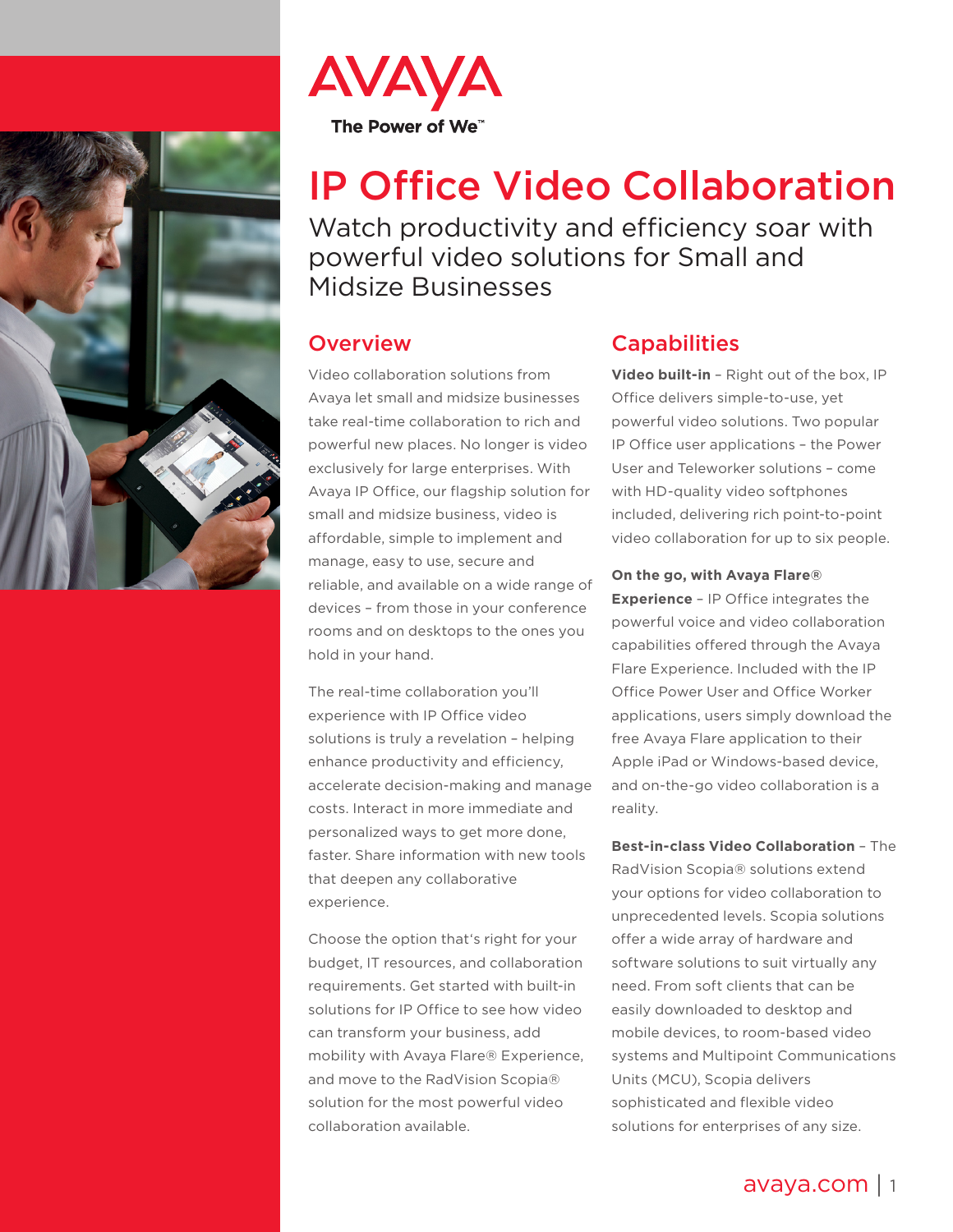AVAYA

The Power of We™

# IP Office Video Collaboration

Watch productivity and efficiency soar with powerful video solutions for Small and Midsize Businesses

## Overview

Video collaboration solutions from Avaya let small and midsize businesses take real-time collaboration to rich and powerful new places. No longer is video exclusively for large enterprises. With Avaya IP Office, our flagship solution for small and midsize business, video is affordable, simple to implement and manage, easy to use, secure and reliable, and available on a wide range of devices – from those in your conference rooms and on desktops to the ones you hold in your hand.

The real-time collaboration you'll experience with IP Office video solutions is truly a revelation – helping enhance productivity and efficiency, accelerate decision-making and manage costs. Interact in more immediate and personalized ways to get more done, faster. Share information with new tools that deepen any collaborative experience.

Choose the option that's right for your budget, IT resources, and collaboration requirements. Get started with built-in solutions for IP Office to see how video can transform your business, add mobility with Avaya Flare® Experience, and move to the RadVision Scopia® solution for the most powerful video collaboration available.

## Capabilities

**Video built-in** – Right out of the box, IP Office delivers simple-to-use, yet powerful video solutions. Two popular IP Office user applications – the Power User and Teleworker solutions – come with HD-quality video softphones included, delivering rich point-to-point video collaboration for up to six people.

**On the go, with Avaya Flare® Experience** – IP Office integrates the powerful voice and video collaboration capabilities offered through the Avaya Flare Experience. Included with the IP Office Power User and Office Worker applications, users simply download the free Avaya Flare application to their Apple iPad or Windows-based device, and on-the-go video collaboration is a reality.

**Best-in-class Video Collaboration** – The RadVision Scopia® solutions extend your options for video collaboration to unprecedented levels. Scopia solutions offer a wide array of hardware and software solutions to suit virtually any need. From soft clients that can be easily downloaded to desktop and mobile devices, to room-based video systems and Multipoint Communications Units (MCU), Scopia delivers sophisticated and flexible video solutions for enterprises of any size.

avaya.com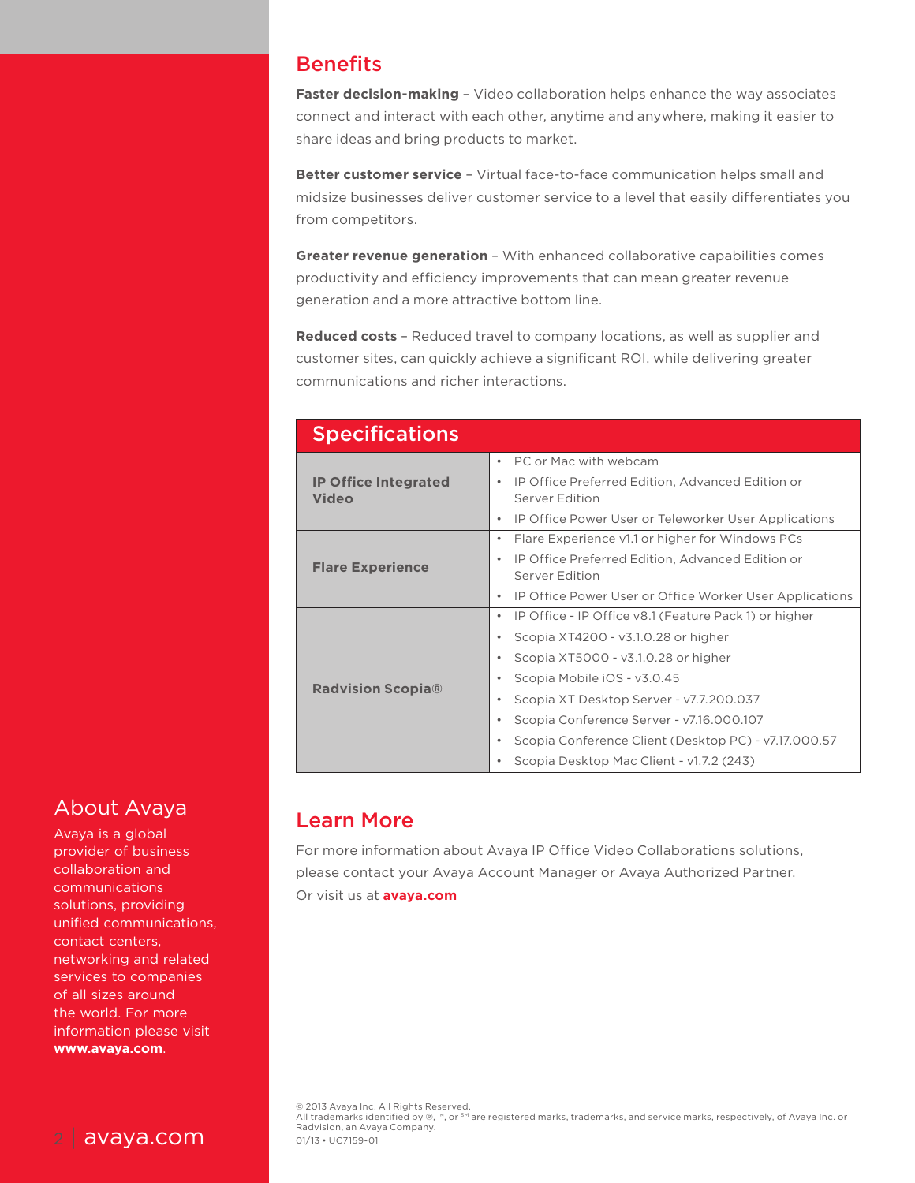## Benefits

**Faster decision-making** – Video collaboration helps enhance the way associates connect and interact with each other, anytime and anywhere, making it easier to share ideas and bring products to market.

**Better customer service** – Virtual face-to-face communication helps small and midsize businesses deliver customer service to a level that easily differentiates you from competitors.

**Greater revenue generation** – With enhanced collaborative capabilities comes productivity and efficiency improvements that can mean greater revenue generation and a more attractive bottom line.

**Reduced costs** – Reduced travel to company locations, as well as supplier and customer sites, can quickly achieve a significant ROI, while delivering greater communications and richer interactions.

## Specifications

| | |
|---|---|
| **IP Office Integrated Video** | • PC or Mac with webcam<br>• IP Office Preferred Edition, Advanced Edition or Server Edition<br>• IP Office Power User or Teleworker User Applications |
| **Flare Experience** | • Flare Experience v1.1 or higher for Windows PCs<br>• IP Office Preferred Edition, Advanced Edition or Server Edition<br>• IP Office Power User or Office Worker User Applications |
| **Radvision Scopia®** | • IP Office - IP Office v8.1 (Feature Pack 1) or higher<br>• Scopia XT4200 - v3.1.0.28 or higher<br>• Scopia XT5000 - v3.1.0.28 or higher<br>• Scopia Mobile iOS - v3.0.45<br>• Scopia XT Desktop Server - v7.7.200.037<br>• Scopia Conference Server - v7.16.000.107<br>• Scopia Conference Client (Desktop PC) - v7.17.000.57<br>• Scopia Desktop Mac Client - v1.7.2 (243) |

## Learn More

For more information about Avaya IP Office Video Collaborations solutions, please contact your Avaya Account Manager or Avaya Authorized Partner. Or visit us at **avaya.com**

## About Avaya

Avaya is a global provider of business collaboration and communications solutions, providing unified communications, contact centers, networking and related services to companies of all sizes around the world. For more information please visit **www.avaya.com**.

© 2013 Avaya Inc. All Rights Reserved.
All trademarks identified by ®, ™, or SM are registered marks, trademarks, and service marks, respectively, of Avaya Inc. or Radvision, an Avaya Company.
01/13 • UC7159-01